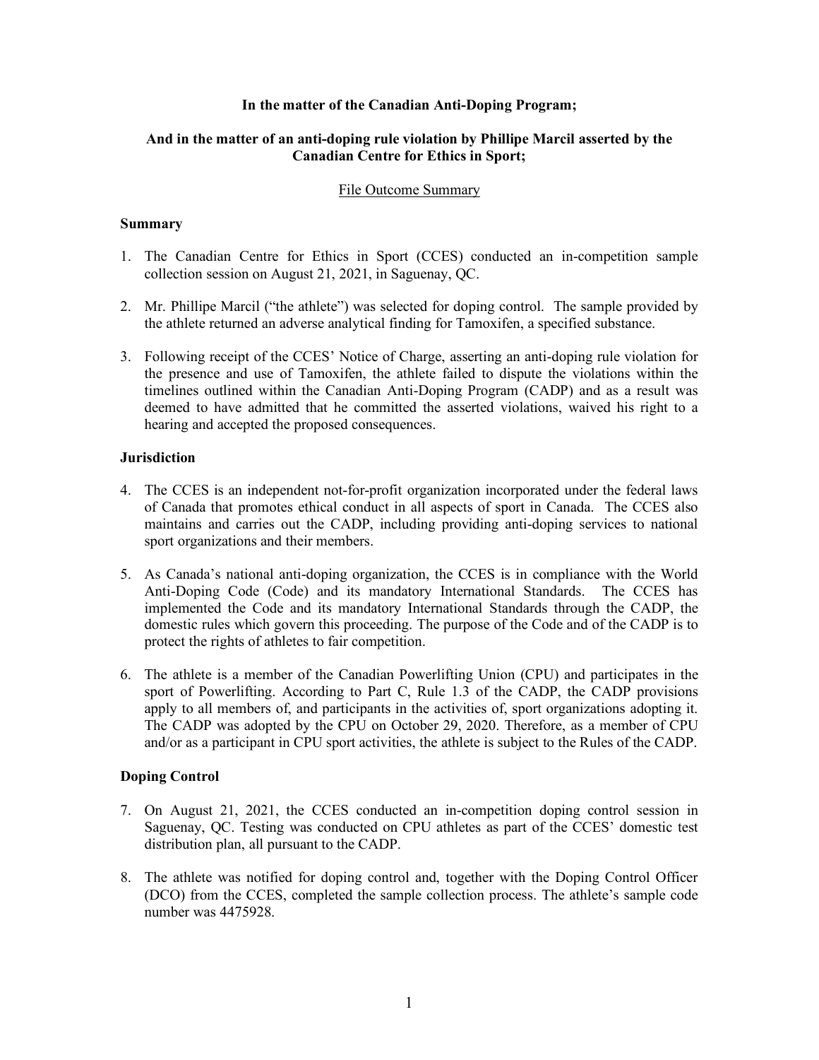**In the matter of the Canadian Anti-Doping Program;**

**And in the matter of an anti-doping rule violation by Phillipe Marcil asserted by the Canadian Centre for Ethics in Sport;**

File Outcome Summary

### Summary

1. The Canadian Centre for Ethics in Sport (CCES) conducted an in-competition sample collection session on August 21, 2021, in Saguenay, QC.

2. Mr. Phillipe Marcil ("the athlete") was selected for doping control. The sample provided by the athlete returned an adverse analytical finding for Tamoxifen, a specified substance.

3. Following receipt of the CCES' Notice of Charge, asserting an anti-doping rule violation for the presence and use of Tamoxifen, the athlete failed to dispute the violations within the timelines outlined within the Canadian Anti-Doping Program (CADP) and as a result was deemed to have admitted that he committed the asserted violations, waived his right to a hearing and accepted the proposed consequences.

### Jurisdiction

4. The CCES is an independent not-for-profit organization incorporated under the federal laws of Canada that promotes ethical conduct in all aspects of sport in Canada. The CCES also maintains and carries out the CADP, including providing anti-doping services to national sport organizations and their members.

5. As Canada's national anti-doping organization, the CCES is in compliance with the World Anti-Doping Code (Code) and its mandatory International Standards. The CCES has implemented the Code and its mandatory International Standards through the CADP, the domestic rules which govern this proceeding. The purpose of the Code and of the CADP is to protect the rights of athletes to fair competition.

6. The athlete is a member of the Canadian Powerlifting Union (CPU) and participates in the sport of Powerlifting. According to Part C, Rule 1.3 of the CADP, the CADP provisions apply to all members of, and participants in the activities of, sport organizations adopting it. The CADP was adopted by the CPU on October 29, 2020. Therefore, as a member of CPU and/or as a participant in CPU sport activities, the athlete is subject to the Rules of the CADP.

### Doping Control

7. On August 21, 2021, the CCES conducted an in-competition doping control session in Saguenay, QC. Testing was conducted on CPU athletes as part of the CCES' domestic test distribution plan, all pursuant to the CADP.

8. The athlete was notified for doping control and, together with the Doping Control Officer (DCO) from the CCES, completed the sample collection process. The athlete's sample code number was 4475928.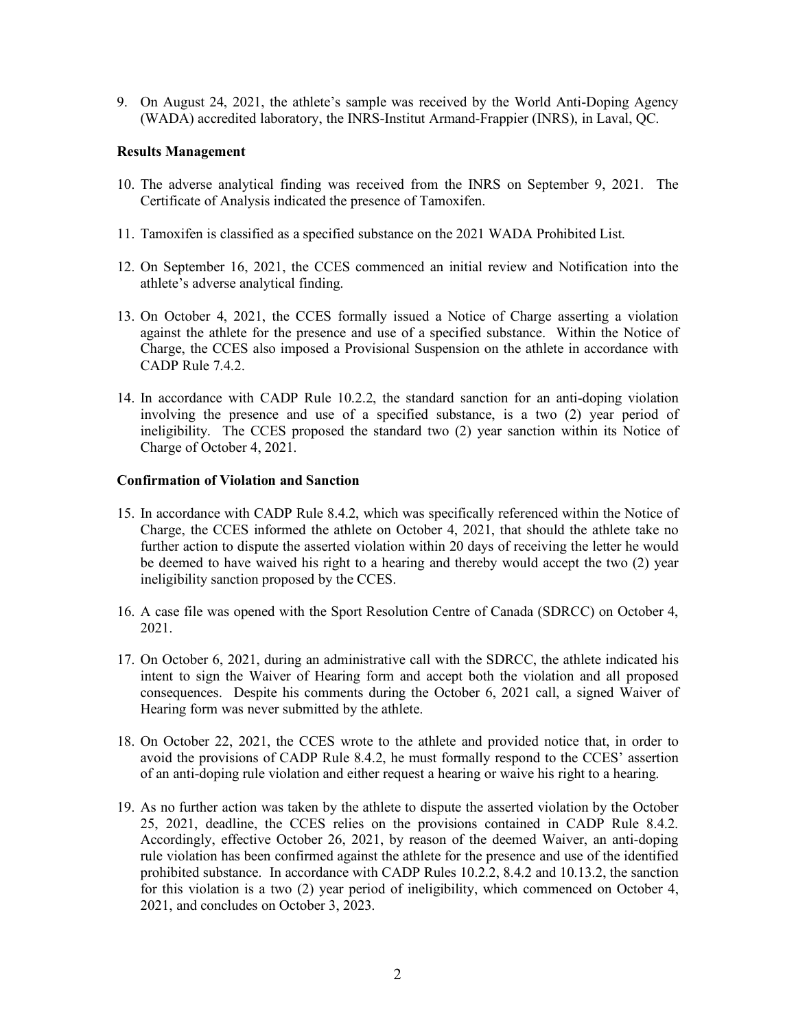9. On August 24, 2021, the athlete's sample was received by the World Anti-Doping Agency (WADA) accredited laboratory, the INRS-Institut Armand-Frappier (INRS), in Laval, QC.

**Results Management**

10. The adverse analytical finding was received from the INRS on September 9, 2021. The Certificate of Analysis indicated the presence of Tamoxifen.

11. Tamoxifen is classified as a specified substance on the 2021 WADA Prohibited List.

12. On September 16, 2021, the CCES commenced an initial review and Notification into the athlete's adverse analytical finding.

13. On October 4, 2021, the CCES formally issued a Notice of Charge asserting a violation against the athlete for the presence and use of a specified substance. Within the Notice of Charge, the CCES also imposed a Provisional Suspension on the athlete in accordance with CADP Rule 7.4.2.

14. In accordance with CADP Rule 10.2.2, the standard sanction for an anti-doping violation involving the presence and use of a specified substance, is a two (2) year period of ineligibility. The CCES proposed the standard two (2) year sanction within its Notice of Charge of October 4, 2021.

**Confirmation of Violation and Sanction**

15. In accordance with CADP Rule 8.4.2, which was specifically referenced within the Notice of Charge, the CCES informed the athlete on October 4, 2021, that should the athlete take no further action to dispute the asserted violation within 20 days of receiving the letter he would be deemed to have waived his right to a hearing and thereby would accept the two (2) year ineligibility sanction proposed by the CCES.

16. A case file was opened with the Sport Resolution Centre of Canada (SDRCC) on October 4, 2021.

17. On October 6, 2021, during an administrative call with the SDRCC, the athlete indicated his intent to sign the Waiver of Hearing form and accept both the violation and all proposed consequences. Despite his comments during the October 6, 2021 call, a signed Waiver of Hearing form was never submitted by the athlete.

18. On October 22, 2021, the CCES wrote to the athlete and provided notice that, in order to avoid the provisions of CADP Rule 8.4.2, he must formally respond to the CCES' assertion of an anti-doping rule violation and either request a hearing or waive his right to a hearing.

19. As no further action was taken by the athlete to dispute the asserted violation by the October 25, 2021, deadline, the CCES relies on the provisions contained in CADP Rule 8.4.2. Accordingly, effective October 26, 2021, by reason of the deemed Waiver, an anti-doping rule violation has been confirmed against the athlete for the presence and use of the identified prohibited substance. In accordance with CADP Rules 10.2.2, 8.4.2 and 10.13.2, the sanction for this violation is a two (2) year period of ineligibility, which commenced on October 4, 2021, and concludes on October 3, 2023.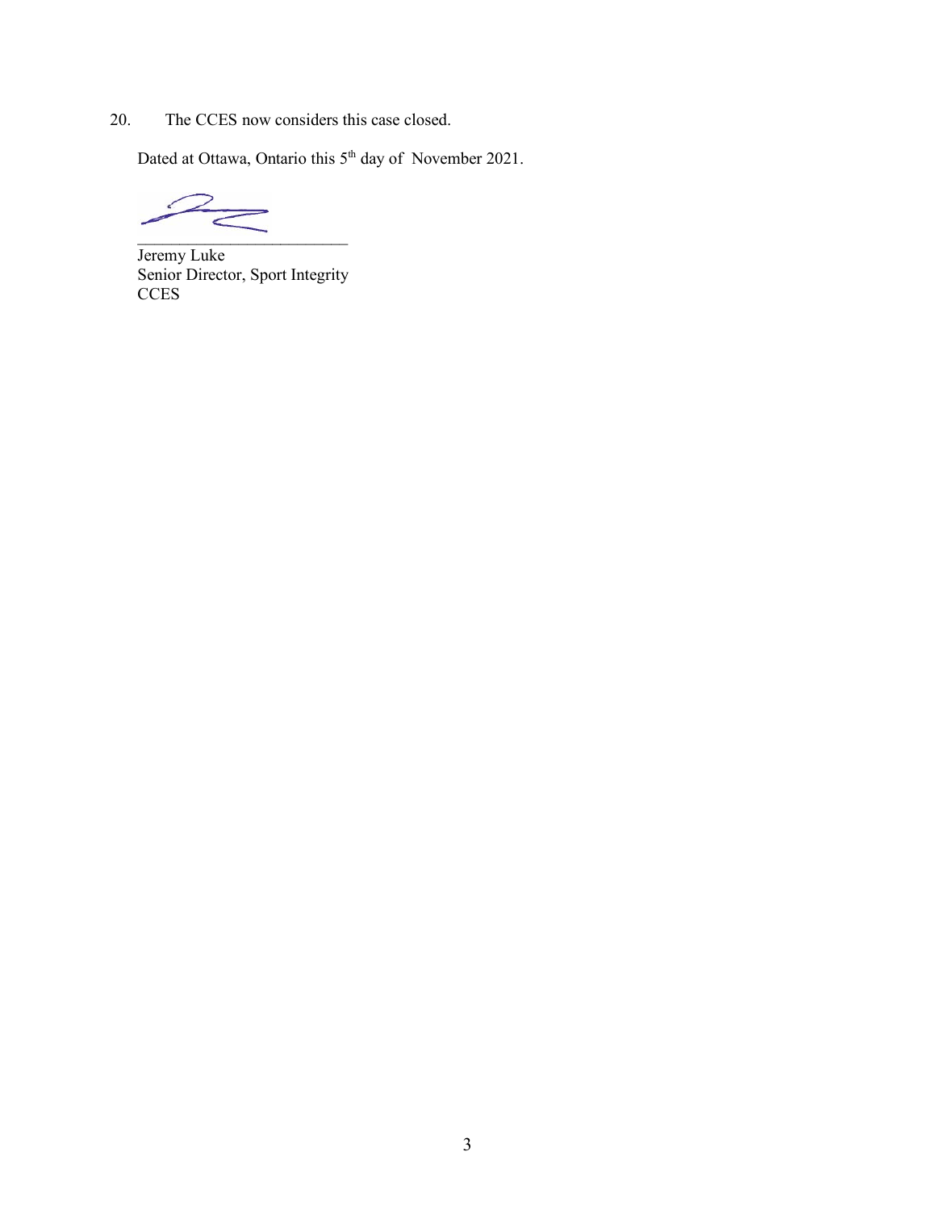20. The CCES now considers this case closed.

Dated at Ottawa, Ontario this 5th day of November 2021.

_________________________

Jeremy Luke
Senior Director, Sport Integrity
CCES